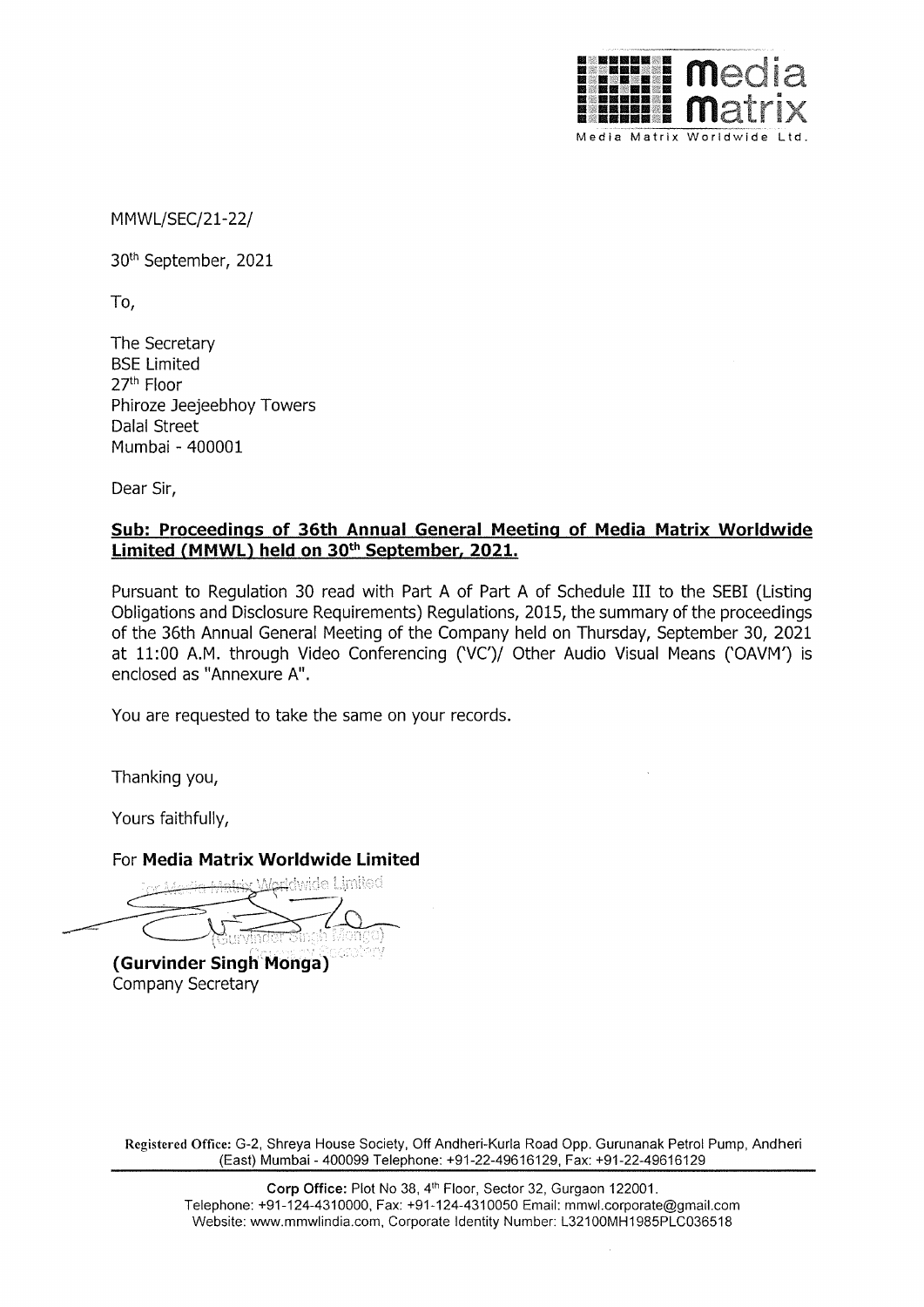MMWL/SEC/21-22/

30th September, 2021

To,

The Secretary
BSE Limited
27th Floor
Phiroze Jeejeebhoy Towers
Dalal Street
Mumbai - 400001

Dear Sir,

**Sub: Proceedings of 36th Annual General Meeting of Media Matrix Worldwide Limited (MMWL) held on 30th September, 2021.**

Pursuant to Regulation 30 read with Part A of Part A of Schedule III to the SEBI (Listing Obligations and Disclosure Requirements) Regulations, 2015, the summary of the proceedings of the 36th Annual General Meeting of the Company held on Thursday, September 30, 2021 at 11:00 A.M. through Video Conferencing ('VC')/ Other Audio Visual Means ('OAVM') is enclosed as "Annexure A".

You are requested to take the same on your records.

Thanking you,

Yours faithfully,

For **Media Matrix Worldwide Limited**

**(Gurvinder Singh Monga)**
Company Secretary

Registered Office: G-2, Shreya House Society, Off Andheri-Kurla Road Opp. Gurunanak Petrol Pump, Andheri (East) Mumbai - 400099 Telephone: +91-22-49616129, Fax: +91-22-49616129

Corp Office: Plot No 38, 4th Floor, Sector 32, Gurgaon 122001.
Telephone: +91-124-4310000, Fax: +91-124-4310050 Email: mmwl.corporate@gmail.com
Website: www.mmwlindia.com, Corporate Identity Number: L32100MH1985PLC036518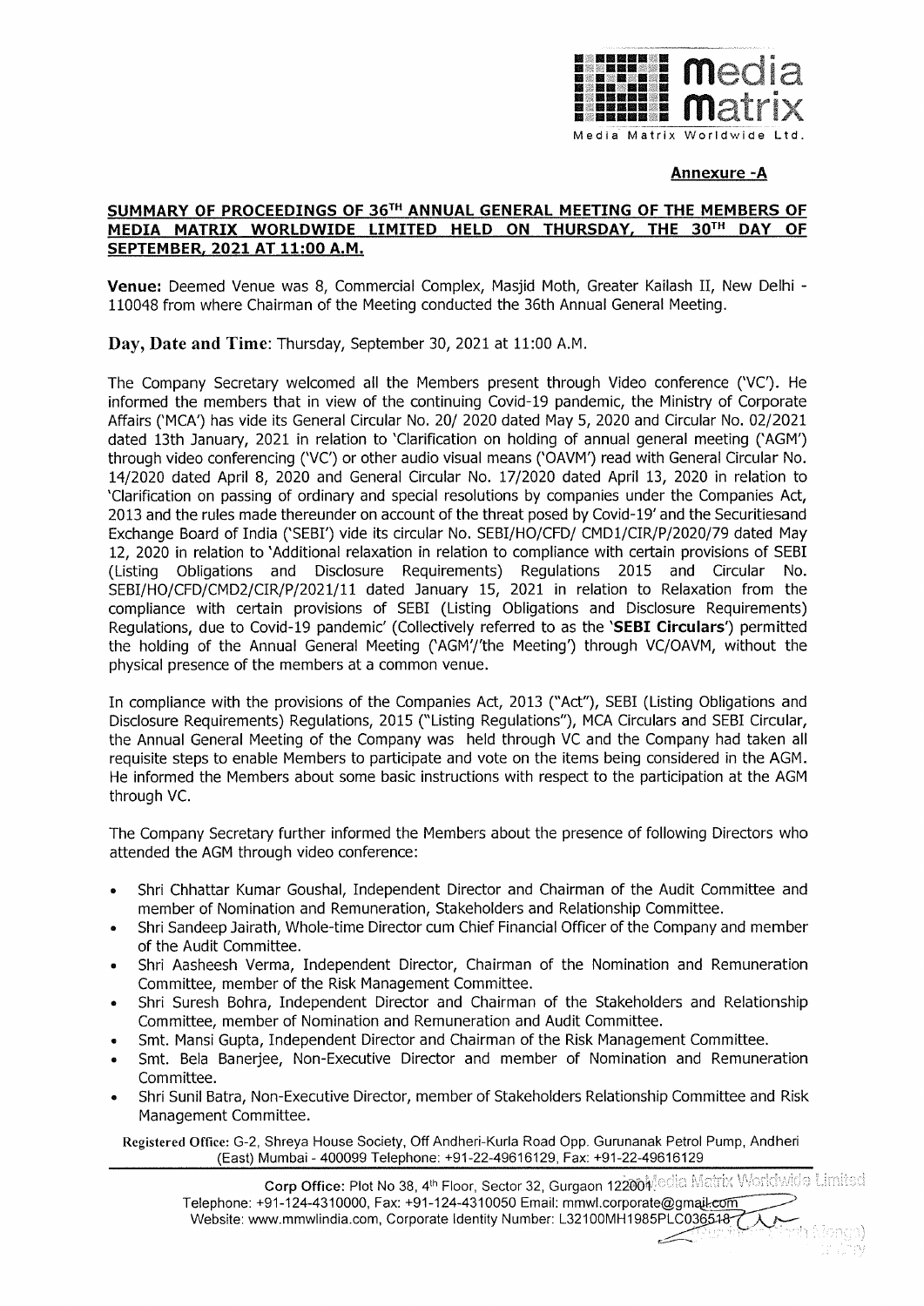**Annexure -A**

## SUMMARY OF PROCEEDINGS OF 36TH ANNUAL GENERAL MEETING OF THE MEMBERS OF MEDIA MATRIX WORLDWIDE LIMITED HELD ON THURSDAY, THE 30TH DAY OF SEPTEMBER, 2021 AT 11:00 A.M.

**Venue:** Deemed Venue was 8, Commercial Complex, Masjid Moth, Greater Kailash II, New Delhi - 110048 from where Chairman of the Meeting conducted the 36th Annual General Meeting.

**Day, Date and Time**: Thursday, September 30, 2021 at 11:00 A.M.

The Company Secretary welcomed all the Members present through Video conference ('VC'). He informed the members that in view of the continuing Covid-19 pandemic, the Ministry of Corporate Affairs ('MCA') has vide its General Circular No. 20/ 2020 dated May 5, 2020 and Circular No. 02/2021 dated 13th January, 2021 in relation to 'Clarification on holding of annual general meeting ('AGM') through video conferencing ('VC') or other audio visual means ('OAVM') read with General Circular No. 14/2020 dated April 8, 2020 and General Circular No. 17/2020 dated April 13, 2020 in relation to 'Clarification on passing of ordinary and special resolutions by companies under the Companies Act, 2013 and the rules made thereunder on account of the threat posed by Covid-19' and the Securitiesand Exchange Board of India ('SEBI') vide its circular No. SEBI/HO/CFD/ CMD1/CIR/P/2020/79 dated May 12, 2020 in relation to 'Additional relaxation in relation to compliance with certain provisions of SEBI (Listing Obligations and Disclosure Requirements) Regulations 2015 and Circular No. SEBI/HO/CFD/CMD2/CIR/P/2021/11 dated January 15, 2021 in relation to Relaxation from the compliance with certain provisions of SEBI (Listing Obligations and Disclosure Requirements) Regulations, due to Covid-19 pandemic' (Collectively referred to as the '**SEBI Circulars**') permitted the holding of the Annual General Meeting ('AGM'/'the Meeting') through VC/OAVM, without the physical presence of the members at a common venue.

In compliance with the provisions of the Companies Act, 2013 ("Act"), SEBI (Listing Obligations and Disclosure Requirements) Regulations, 2015 ("Listing Regulations"), MCA Circulars and SEBI Circular, the Annual General Meeting of the Company was held through VC and the Company had taken all requisite steps to enable Members to participate and vote on the items being considered in the AGM. He informed the Members about some basic instructions with respect to the participation at the AGM through VC.

The Company Secretary further informed the Members about the presence of following Directors who attended the AGM through video conference:

- Shri Chhattar Kumar Goushal, Independent Director and Chairman of the Audit Committee and member of Nomination and Remuneration, Stakeholders and Relationship Committee.
- Shri Sandeep Jairath, Whole-time Director cum Chief Financial Officer of the Company and member of the Audit Committee.
- Shri Aasheesh Verma, Independent Director, Chairman of the Nomination and Remuneration Committee, member of the Risk Management Committee.
- Shri Suresh Bohra, Independent Director and Chairman of the Stakeholders and Relationship Committee, member of Nomination and Remuneration and Audit Committee.
- Smt. Mansi Gupta, Independent Director and Chairman of the Risk Management Committee.
- Smt. Bela Banerjee, Non-Executive Director and member of Nomination and Remuneration Committee.
- Shri Sunil Batra, Non-Executive Director, member of Stakeholders Relationship Committee and Risk Management Committee.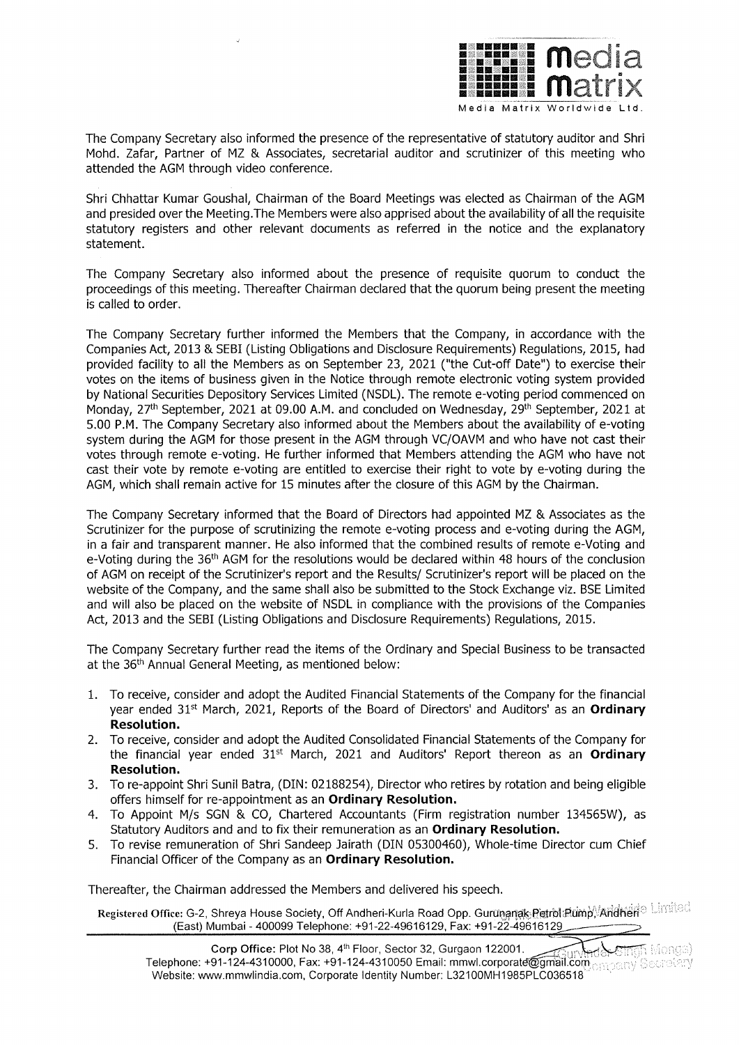The Company Secretary also informed the presence of the representative of statutory auditor and Shri Mohd. Zafar, Partner of MZ & Associates, secretarial auditor and scrutinizer of this meeting who attended the AGM through video conference.

Shri Chhattar Kumar Goushal, Chairman of the Board Meetings was elected as Chairman of the AGM and presided over the Meeting.The Members were also apprised about the availability of all the requisite statutory registers and other relevant documents as referred in the notice and the explanatory statement.

The Company Secretary also informed about the presence of requisite quorum to conduct the proceedings of this meeting. Thereafter Chairman declared that the quorum being present the meeting is called to order.

The Company Secretary further informed the Members that the Company, in accordance with the Companies Act, 2013 & SEBI (Listing Obligations and Disclosure Requirements) Regulations, 2015, had provided facility to all the Members as on September 23, 2021 ("the Cut-off Date") to exercise their votes on the items of business given in the Notice through remote electronic voting system provided by National Securities Depository Services Limited (NSDL). The remote e-voting period commenced on Monday, 27th September, 2021 at 09.00 A.M. and concluded on Wednesday, 29th September, 2021 at 5.00 P.M. The Company Secretary also informed about the Members about the availability of e-voting system during the AGM for those present in the AGM through VC/OAVM and who have not cast their votes through remote e-voting. He further informed that Members attending the AGM who have not cast their vote by remote e-voting are entitled to exercise their right to vote by e-voting during the AGM, which shall remain active for 15 minutes after the closure of this AGM by the Chairman.

The Company Secretary informed that the Board of Directors had appointed MZ & Associates as the Scrutinizer for the purpose of scrutinizing the remote e-voting process and e-voting during the AGM, in a fair and transparent manner. He also informed that the combined results of remote e-Voting and e-Voting during the 36th AGM for the resolutions would be declared within 48 hours of the conclusion of AGM on receipt of the Scrutinizer's report and the Results/ Scrutinizer's report will be placed on the website of the Company, and the same shall also be submitted to the Stock Exchange viz. BSE Limited and will also be placed on the website of NSDL in compliance with the provisions of the Companies Act, 2013 and the SEBI (Listing Obligations and Disclosure Requirements) Regulations, 2015.

The Company Secretary further read the items of the Ordinary and Special Business to be transacted at the 36th Annual General Meeting, as mentioned below:

1. To receive, consider and adopt the Audited Financial Statements of the Company for the financial year ended 31st March, 2021, Reports of the Board of Directors' and Auditors' as an **Ordinary Resolution.**
2. To receive, consider and adopt the Audited Consolidated Financial Statements of the Company for the financial year ended 31st March, 2021 and Auditors' Report thereon as an **Ordinary Resolution.**
3. To re-appoint Shri Sunil Batra, (DIN: 02188254), Director who retires by rotation and being eligible offers himself for re-appointment as an **Ordinary Resolution.**
4. To Appoint M/s SGN & CO, Chartered Accountants (Firm registration number 134565W), as Statutory Auditors and and to fix their remuneration as an **Ordinary Resolution.**
5. To revise remuneration of Shri Sandeep Jairath (DIN 05300460), Whole-time Director cum Chief Financial Officer of the Company as an **Ordinary Resolution.**

Thereafter, the Chairman addressed the Members and delivered his speech.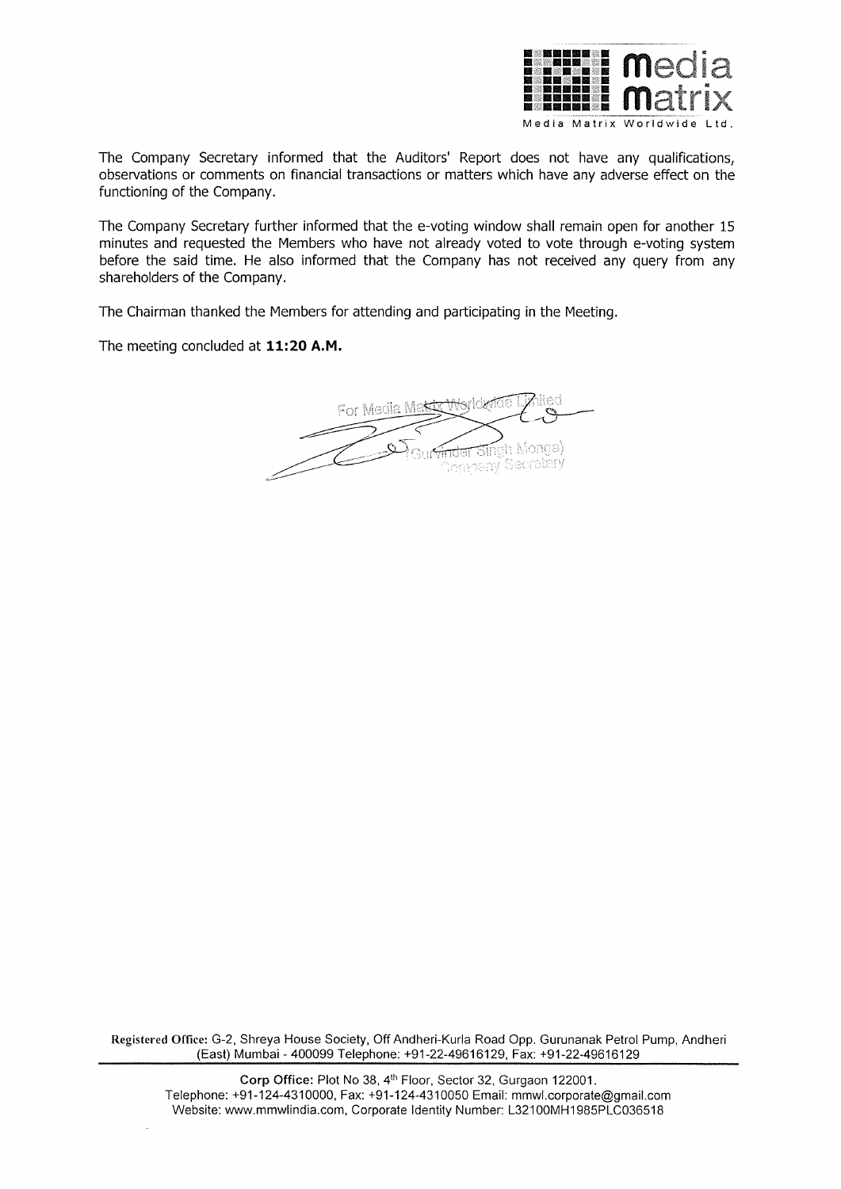The Company Secretary informed that the Auditors' Report does not have any qualifications, observations or comments on financial transactions or matters which have any adverse effect on the functioning of the Company.

The Company Secretary further informed that the e-voting window shall remain open for another 15 minutes and requested the Members who have not already voted to vote through e-voting system before the said time. He also informed that the Company has not received any query from any shareholders of the Company.

The Chairman thanked the Members for attending and participating in the Meeting.

The meeting concluded at **11:20 A.M.**

For Media Matrix Worldwide Limited

(Gurvinder Singh Monga)
Company Secretary

**Registered Office:** G-2, Shreya House Society, Off Andheri-Kurla Road Opp. Gurunanak Petrol Pump, Andheri (East) Mumbai - 400099 Telephone: +91-22-49616129, Fax: +91-22-49616129

**Corp Office:** Plot No 38, 4th Floor, Sector 32, Gurgaon 122001.
Telephone: +91-124-4310000, Fax: +91-124-4310050 Email: mmwl.corporate@gmail.com
Website: www.mmwlindia.com, Corporate Identity Number: L32100MH1985PLC036518